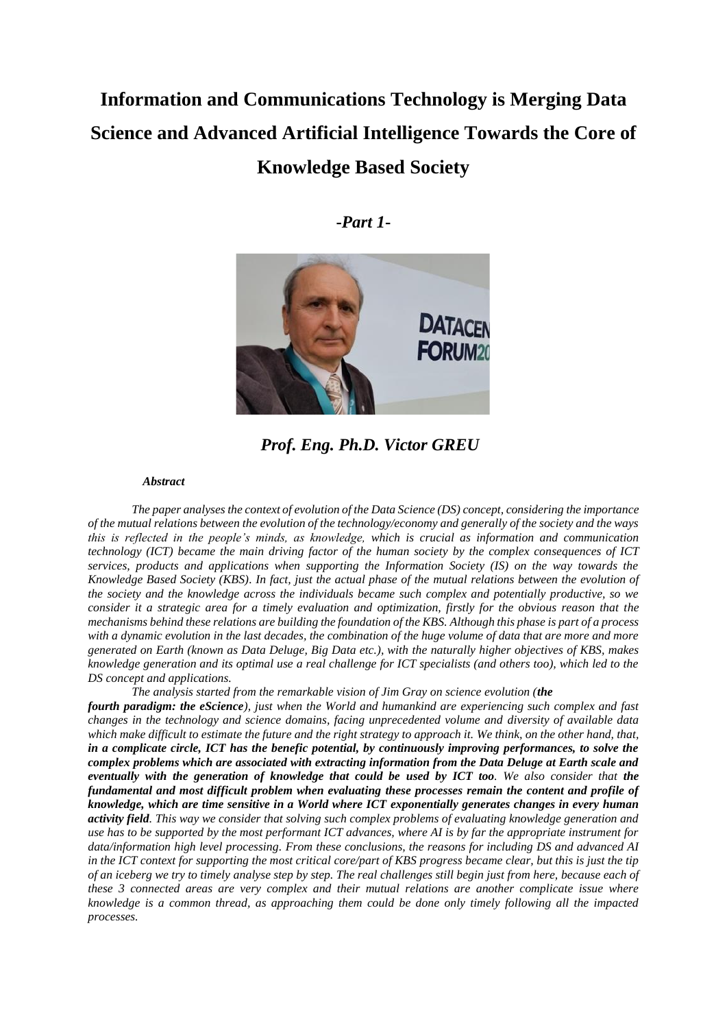# Information and Communications Technology is Merging Data Science and Advanced Artificial Intelligence Towards the Core of Knowledge Based Society

***-Part 1-***

***Prof. Eng. Ph.D. Victor GREU***

***Abstract***

*The paper analyses the context of evolution of the Data Science (DS) concept, considering the importance of the mutual relations between the evolution of the technology/economy and generally of the society and the ways this is reflected in the people's minds, as knowledge, which is crucial as information and communication technology (ICT) became the main driving factor of the human society by the complex consequences of ICT services, products and applications when supporting the Information Society (IS) on the way towards the Knowledge Based Society (KBS). In fact, just the actual phase of the mutual relations between the evolution of the society and the knowledge across the individuals became such complex and potentially productive, so we consider it a strategic area for a timely evaluation and optimization, firstly for the obvious reason that the mechanisms behind these relations are building the foundation of the KBS. Although this phase is part of a process with a dynamic evolution in the last decades, the combination of the huge volume of data that are more and more generated on Earth (known as Data Deluge, Big Data etc.), with the naturally higher objectives of KBS, makes knowledge generation and its optimal use a real challenge for ICT specialists (and others too), which led to the DS concept and applications.*

*The analysis started from the remarkable vision of Jim Gray on science evolution (**the fourth paradigm: the eScience**), just when the World and humankind are experiencing such complex and fast changes in the technology and science domains, facing unprecedented volume and diversity of available data which make difficult to estimate the future and the right strategy to approach it. We think, on the other hand, that, **in a complicate circle, ICT has the benefic potential, by continuously improving performances, to solve the complex problems which are associated with extracting information from the Data Deluge at Earth scale and eventually with the generation of knowledge that could be used by ICT too**. We also consider that **the fundamental and most difficult problem when evaluating these processes remain the content and profile of knowledge, which are time sensitive in a World where ICT exponentially generates changes in every human activity field**. This way we consider that solving such complex problems of evaluating knowledge generation and use has to be supported by the most performant ICT advances, where AI is by far the appropriate instrument for data/information high level processing. From these conclusions, the reasons for including DS and advanced AI in the ICT context for supporting the most critical core/part of KBS progress became clear, but this is just the tip of an iceberg we try to timely analyse step by step. The real challenges still begin just from here, because each of these 3 connected areas are very complex and their mutual relations are another complicate issue where knowledge is a common thread, as approaching them could be done only timely following all the impacted processes.*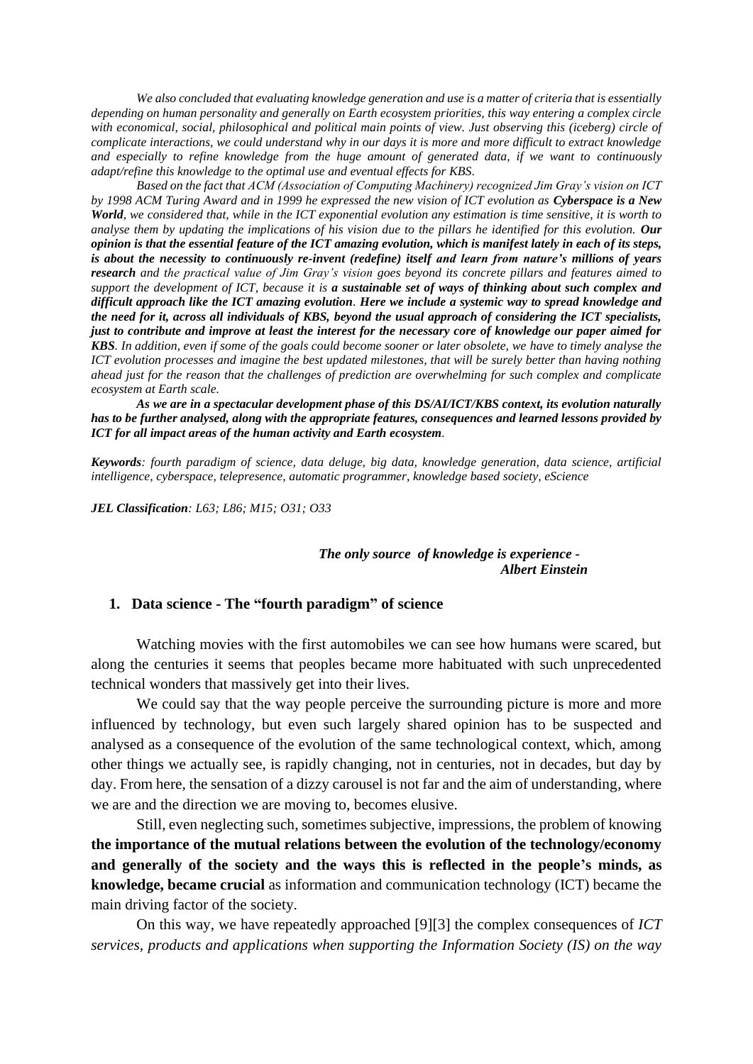*We also concluded that evaluating knowledge generation and use is a matter of criteria that is essentially depending on human personality and generally on Earth ecosystem priorities, this way entering a complex circle with economical, social, philosophical and political main points of view. Just observing this (iceberg) circle of complicate interactions, we could understand why in our days it is more and more difficult to extract knowledge and especially to refine knowledge from the huge amount of generated data, if we want to continuously adapt/refine this knowledge to the optimal use and eventual effects for KBS.*

*Based on the fact that ACM (Association of Computing Machinery) recognized Jim Gray's vision on ICT by 1998 ACM Turing Award and in 1999 he expressed the new vision of ICT evolution as* ***Cyberspace is a New World****, we considered that, while in the ICT exponential evolution any estimation is time sensitive, it is worth to analyse them by updating the implications of his vision due to the pillars he identified for this evolution.* ***Our opinion is that the essential feature of the ICT amazing evolution, which is manifest lately in each of its steps, is about the necessity to continuously re-invent (redefine) itself and learn from nature's millions of years research*** *and the practical value of Jim Gray's vision goes beyond its concrete pillars and features aimed to support the development of ICT, because it is* ***a sustainable set of ways of thinking about such complex and difficult approach like the ICT amazing evolution****.* ***Here we include a systemic way to spread knowledge and the need for it, across all individuals of KBS, beyond the usual approach of considering the ICT specialists, just to contribute and improve at least the interest for the necessary core of knowledge our paper aimed for KBS****. In addition, even if some of the goals could become sooner or later obsolete, we have to timely analyse the ICT evolution processes and imagine the best updated milestones, that will be surely better than having nothing ahead just for the reason that the challenges of prediction are overwhelming for such complex and complicate ecosystem at Earth scale.*

***As we are in a spectacular development phase of this DS/AI/ICT/KBS context, its evolution naturally has to be further analysed, along with the appropriate features, consequences and learned lessons provided by ICT for all impact areas of the human activity and Earth ecosystem.***

***Keywords****: fourth paradigm of science, data deluge, big data, knowledge generation, data science, artificial intelligence, cyberspace, telepresence, automatic programmer, knowledge based society, eScience*

***JEL Classification****: L63; L86; M15; O31; O33*

> ***The only source of knowledge is experience -***
> ***Albert Einstein***

## 1. Data science - The "fourth paradigm" of science

Watching movies with the first automobiles we can see how humans were scared, but along the centuries it seems that peoples became more habituated with such unprecedented technical wonders that massively get into their lives.

We could say that the way people perceive the surrounding picture is more and more influenced by technology, but even such largely shared opinion has to be suspected and analysed as a consequence of the evolution of the same technological context, which, among other things we actually see, is rapidly changing, not in centuries, not in decades, but day by day. From here, the sensation of a dizzy carousel is not far and the aim of understanding, where we are and the direction we are moving to, becomes elusive.

Still, even neglecting such, sometimes subjective, impressions, the problem of knowing **the importance of the mutual relations between the evolution of the technology/economy and generally of the society and the ways this is reflected in the people's minds, as knowledge, became crucial** as information and communication technology (ICT) became the main driving factor of the society.

On this way, we have repeatedly approached [9][3] the complex consequences of *ICT services, products and applications when supporting the Information Society (IS) on the way*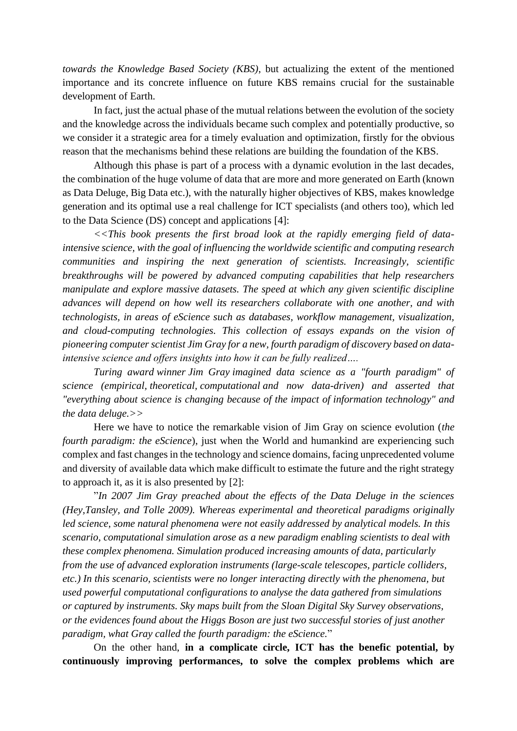*towards the Knowledge Based Society (KBS)*, but actualizing the extent of the mentioned importance and its concrete influence on future KBS remains crucial for the sustainable development of Earth.

In fact, just the actual phase of the mutual relations between the evolution of the society and the knowledge across the individuals became such complex and potentially productive, so we consider it a strategic area for a timely evaluation and optimization, firstly for the obvious reason that the mechanisms behind these relations are building the foundation of the KBS.

Although this phase is part of a process with a dynamic evolution in the last decades, the combination of the huge volume of data that are more and more generated on Earth (known as Data Deluge, Big Data etc.), with the naturally higher objectives of KBS, makes knowledge generation and its optimal use a real challenge for ICT specialists (and others too), which led to the Data Science (DS) concept and applications [4]:

*<<This book presents the first broad look at the rapidly emerging field of data-intensive science, with the goal of influencing the worldwide scientific and computing research communities and inspiring the next generation of scientists. Increasingly, scientific breakthroughs will be powered by advanced computing capabilities that help researchers manipulate and explore massive datasets. The speed at which any given scientific discipline advances will depend on how well its researchers collaborate with one another, and with technologists, in areas of eScience such as databases, workflow management, visualization, and cloud-computing technologies. This collection of essays expands on the vision of pioneering computer scientist Jim Gray for a new, fourth paradigm of discovery based on data-intensive science and offers insights into how it can be fully realized….*

*Turing award winner Jim Gray imagined data science as a "fourth paradigm" of science (empirical, theoretical, computational and now data-driven) and asserted that "everything about science is changing because of the impact of information technology" and the data deluge.>>*

Here we have to notice the remarkable vision of Jim Gray on science evolution (*the fourth paradigm: the eScience*), just when the World and humankind are experiencing such complex and fast changes in the technology and science domains, facing unprecedented volume and diversity of available data which make difficult to estimate the future and the right strategy to approach it, as it is also presented by [2]:

"*In 2007 Jim Gray preached about the effects of the Data Deluge in the sciences (Hey,Tansley, and Tolle 2009). Whereas experimental and theoretical paradigms originally led science, some natural phenomena were not easily addressed by analytical models. In this scenario, computational simulation arose as a new paradigm enabling scientists to deal with these complex phenomena. Simulation produced increasing amounts of data, particularly from the use of advanced exploration instruments (large-scale telescopes, particle colliders, etc.) In this scenario, scientists were no longer interacting directly with the phenomena, but used powerful computational configurations to analyse the data gathered from simulations or captured by instruments. Sky maps built from the Sloan Digital Sky Survey observations, or the evidences found about the Higgs Boson are just two successful stories of just another paradigm, what Gray called the fourth paradigm: the eScience.*"

On the other hand, **in a complicate circle, ICT has the benefic potential, by continuously improving performances, to solve the complex problems which are**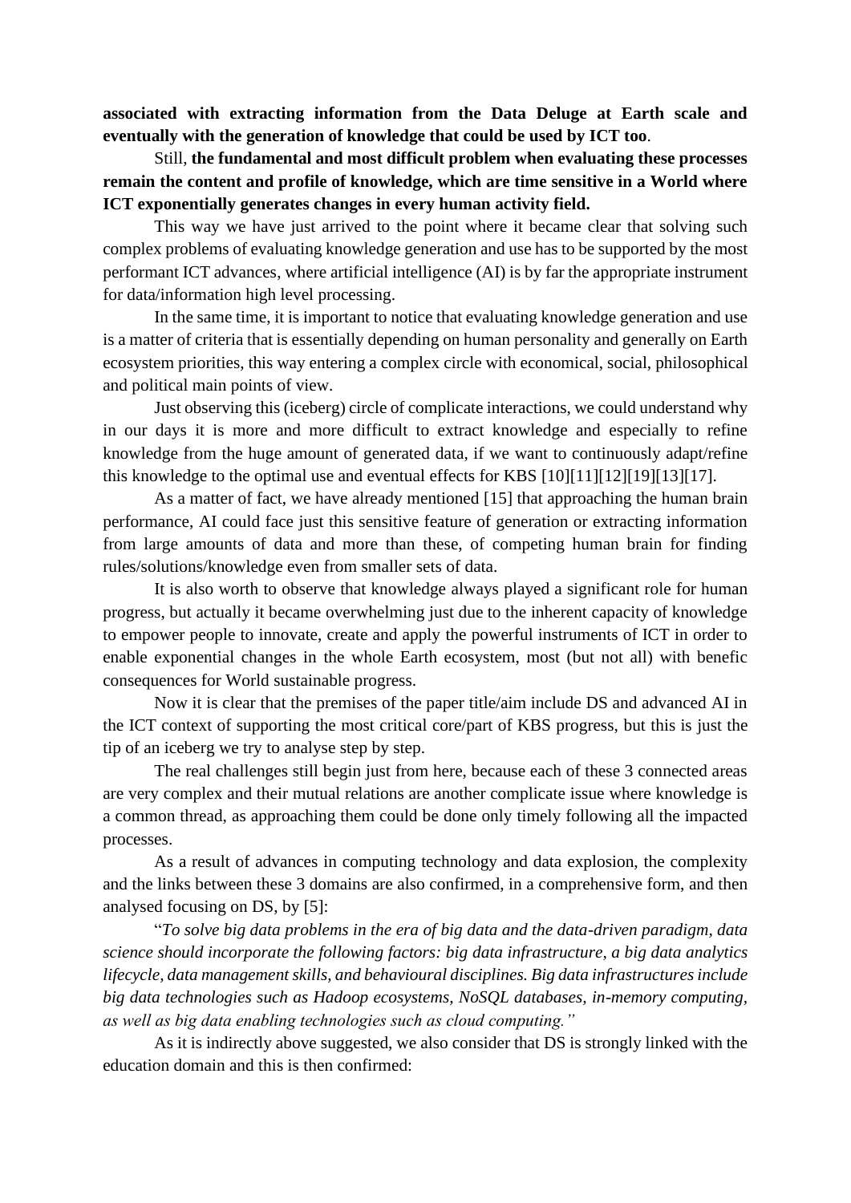**associated with extracting information from the Data Deluge at Earth scale and eventually with the generation of knowledge that could be used by ICT too**.

Still, **the fundamental and most difficult problem when evaluating these processes remain the content and profile of knowledge, which are time sensitive in a World where ICT exponentially generates changes in every human activity field.**

This way we have just arrived to the point where it became clear that solving such complex problems of evaluating knowledge generation and use has to be supported by the most performant ICT advances, where artificial intelligence (AI) is by far the appropriate instrument for data/information high level processing.

In the same time, it is important to notice that evaluating knowledge generation and use is a matter of criteria that is essentially depending on human personality and generally on Earth ecosystem priorities, this way entering a complex circle with economical, social, philosophical and political main points of view.

Just observing this (iceberg) circle of complicate interactions, we could understand why in our days it is more and more difficult to extract knowledge and especially to refine knowledge from the huge amount of generated data, if we want to continuously adapt/refine this knowledge to the optimal use and eventual effects for KBS [10][11][12][19][13][17].

As a matter of fact, we have already mentioned [15] that approaching the human brain performance, AI could face just this sensitive feature of generation or extracting information from large amounts of data and more than these, of competing human brain for finding rules/solutions/knowledge even from smaller sets of data.

It is also worth to observe that knowledge always played a significant role for human progress, but actually it became overwhelming just due to the inherent capacity of knowledge to empower people to innovate, create and apply the powerful instruments of ICT in order to enable exponential changes in the whole Earth ecosystem, most (but not all) with benefic consequences for World sustainable progress.

Now it is clear that the premises of the paper title/aim include DS and advanced AI in the ICT context of supporting the most critical core/part of KBS progress, but this is just the tip of an iceberg we try to analyse step by step.

The real challenges still begin just from here, because each of these 3 connected areas are very complex and their mutual relations are another complicate issue where knowledge is a common thread, as approaching them could be done only timely following all the impacted processes.

As a result of advances in computing technology and data explosion, the complexity and the links between these 3 domains are also confirmed, in a comprehensive form, and then analysed focusing on DS, by [5]:

"*To solve big data problems in the era of big data and the data-driven paradigm, data science should incorporate the following factors: big data infrastructure, a big data analytics lifecycle, data management skills, and behavioural disciplines. Big data infrastructures include big data technologies such as Hadoop ecosystems, NoSQL databases, in-memory computing, as well as big data enabling technologies such as cloud computing.*"

As it is indirectly above suggested, we also consider that DS is strongly linked with the education domain and this is then confirmed: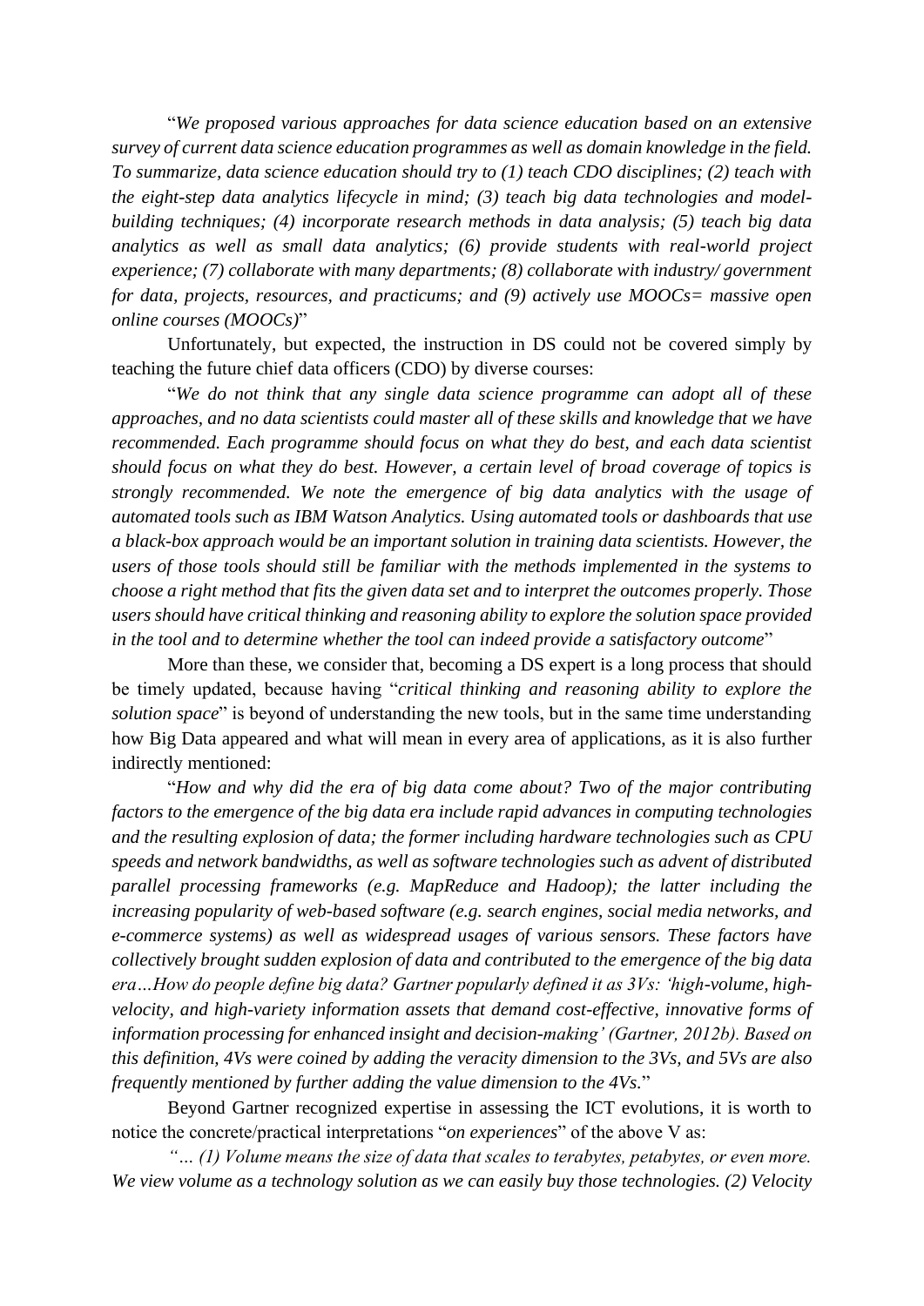"*We proposed various approaches for data science education based on an extensive survey of current data science education programmes as well as domain knowledge in the field. To summarize, data science education should try to (1) teach CDO disciplines; (2) teach with the eight-step data analytics lifecycle in mind; (3) teach big data technologies and model-building techniques; (4) incorporate research methods in data analysis; (5) teach big data analytics as well as small data analytics; (6) provide students with real-world project experience; (7) collaborate with many departments; (8) collaborate with industry/ government for data, projects, resources, and practicums; and (9) actively use MOOCs= massive open online courses (MOOCs)*"

Unfortunately, but expected, the instruction in DS could not be covered simply by teaching the future chief data officers (CDO) by diverse courses:

"*We do not think that any single data science programme can adopt all of these approaches, and no data scientists could master all of these skills and knowledge that we have recommended. Each programme should focus on what they do best, and each data scientist should focus on what they do best. However, a certain level of broad coverage of topics is strongly recommended. We note the emergence of big data analytics with the usage of automated tools such as IBM Watson Analytics. Using automated tools or dashboards that use a black-box approach would be an important solution in training data scientists. However, the users of those tools should still be familiar with the methods implemented in the systems to choose a right method that fits the given data set and to interpret the outcomes properly. Those users should have critical thinking and reasoning ability to explore the solution space provided in the tool and to determine whether the tool can indeed provide a satisfactory outcome*"

More than these, we consider that, becoming a DS expert is a long process that should be timely updated, because having "*critical thinking and reasoning ability to explore the solution space*" is beyond of understanding the new tools, but in the same time understanding how Big Data appeared and what will mean in every area of applications, as it is also further indirectly mentioned:

"*How and why did the era of big data come about? Two of the major contributing factors to the emergence of the big data era include rapid advances in computing technologies and the resulting explosion of data; the former including hardware technologies such as CPU speeds and network bandwidths, as well as software technologies such as advent of distributed parallel processing frameworks (e.g. MapReduce and Hadoop); the latter including the increasing popularity of web-based software (e.g. search engines, social media networks, and e-commerce systems) as well as widespread usages of various sensors. These factors have collectively brought sudden explosion of data and contributed to the emergence of the big data era…How do people define big data? Gartner popularly defined it as 3Vs: 'high-volume, high-velocity, and high-variety information assets that demand cost-effective, innovative forms of information processing for enhanced insight and decision-making' (Gartner, 2012b). Based on this definition, 4Vs were coined by adding the veracity dimension to the 3Vs, and 5Vs are also frequently mentioned by further adding the value dimension to the 4Vs.*"

Beyond Gartner recognized expertise in assessing the ICT evolutions, it is worth to notice the concrete/practical interpretations "*on experiences*" of the above V as:

*"… (1) Volume means the size of data that scales to terabytes, petabytes, or even more. We view volume as a technology solution as we can easily buy those technologies. (2) Velocity*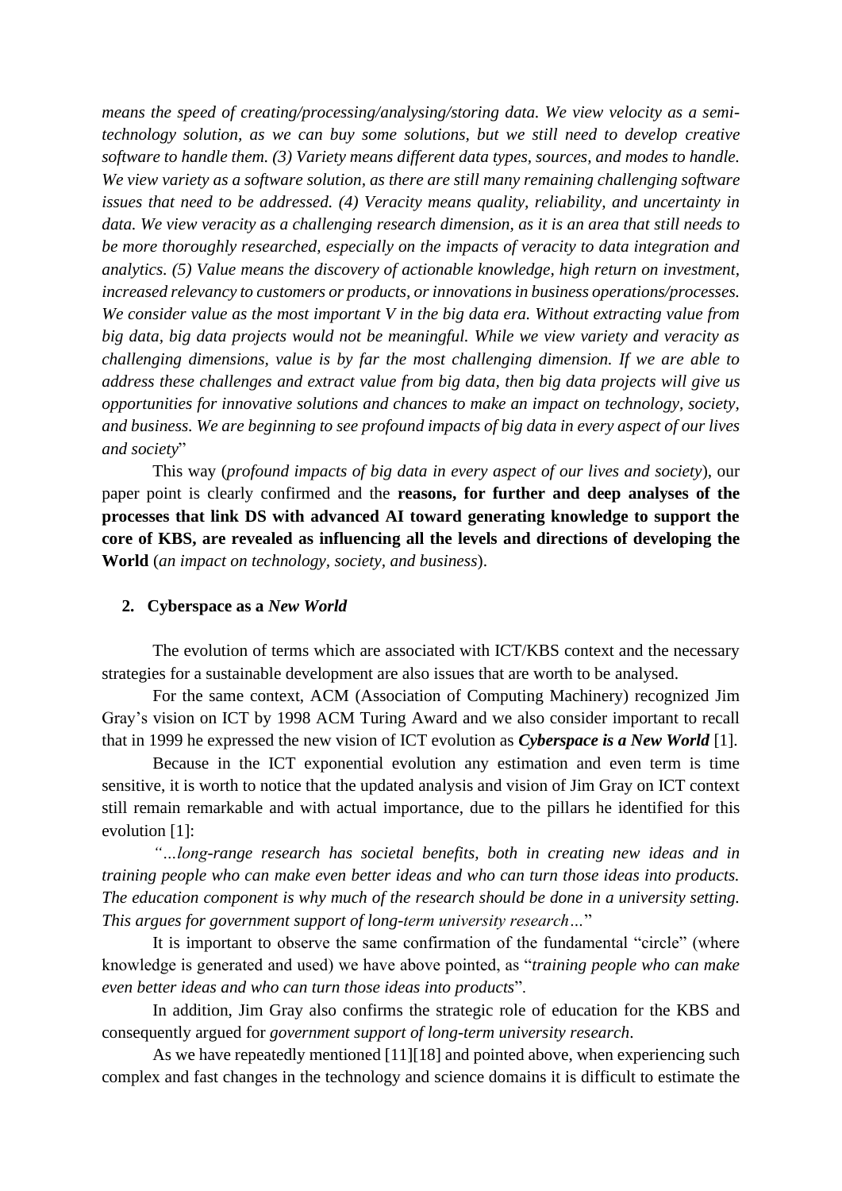*means the speed of creating/processing/analysing/storing data. We view velocity as a semi-technology solution, as we can buy some solutions, but we still need to develop creative software to handle them. (3) Variety means different data types, sources, and modes to handle. We view variety as a software solution, as there are still many remaining challenging software issues that need to be addressed. (4) Veracity means quality, reliability, and uncertainty in data. We view veracity as a challenging research dimension, as it is an area that still needs to be more thoroughly researched, especially on the impacts of veracity to data integration and analytics. (5) Value means the discovery of actionable knowledge, high return on investment, increased relevancy to customers or products, or innovations in business operations/processes. We consider value as the most important V in the big data era. Without extracting value from big data, big data projects would not be meaningful. While we view variety and veracity as challenging dimensions, value is by far the most challenging dimension. If we are able to address these challenges and extract value from big data, then big data projects will give us opportunities for innovative solutions and chances to make an impact on technology, society, and business. We are beginning to see profound impacts of big data in every aspect of our lives and society*"

This way (*profound impacts of big data in every aspect of our lives and society*), our paper point is clearly confirmed and the **reasons, for further and deep analyses of the processes that link DS with advanced AI toward generating knowledge to support the core of KBS, are revealed as influencing all the levels and directions of developing the World** (*an impact on technology, society, and business*).

## 2. Cyberspace as a *New World*

The evolution of terms which are associated with ICT/KBS context and the necessary strategies for a sustainable development are also issues that are worth to be analysed.

For the same context, ACM (Association of Computing Machinery) recognized Jim Gray's vision on ICT by 1998 ACM Turing Award and we also consider important to recall that in 1999 he expressed the new vision of ICT evolution as ***Cyberspace is a New World*** [1].

Because in the ICT exponential evolution any estimation and even term is time sensitive, it is worth to notice that the updated analysis and vision of Jim Gray on ICT context still remain remarkable and with actual importance, due to the pillars he identified for this evolution [1]:

*"…long-range research has societal benefits, both in creating new ideas and in training people who can make even better ideas and who can turn those ideas into products. The education component is why much of the research should be done in a university setting. This argues for government support of long-term university research…*"

It is important to observe the same confirmation of the fundamental "circle" (where knowledge is generated and used) we have above pointed, as "*training people who can make even better ideas and who can turn those ideas into products*".

In addition, Jim Gray also confirms the strategic role of education for the KBS and consequently argued for *government support of long-term university research*.

As we have repeatedly mentioned [11][18] and pointed above, when experiencing such complex and fast changes in the technology and science domains it is difficult to estimate the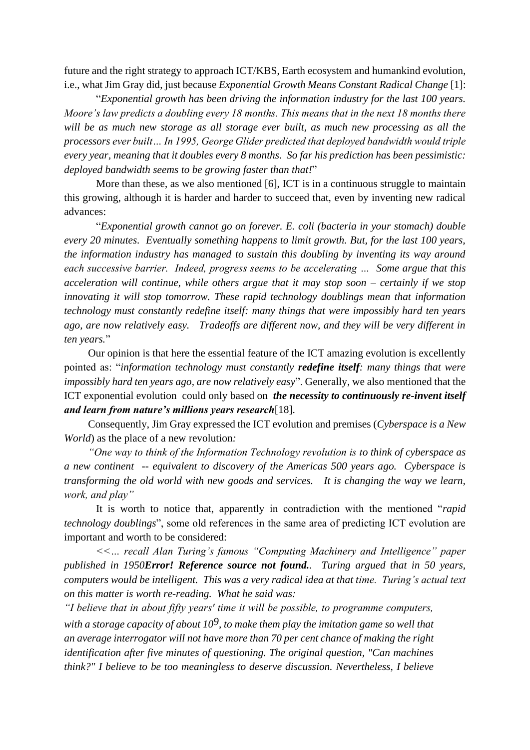future and the right strategy to approach ICT/KBS, Earth ecosystem and humankind evolution, i.e., what Jim Gray did, just because *Exponential Growth Means Constant Radical Change* [1]:

"*Exponential growth has been driving the information industry for the last 100 years. Moore's law predicts a doubling every 18 months. This means that in the next 18 months there will be as much new storage as all storage ever built, as much new processing as all the processors ever built… In 1995, George Glider predicted that deployed bandwidth would triple every year, meaning that it doubles every 8 months. So far his prediction has been pessimistic: deployed bandwidth seems to be growing faster than that!*"

More than these, as we also mentioned [6], ICT is in a continuous struggle to maintain this growing, although it is harder and harder to succeed that, even by inventing new radical advances:

"*Exponential growth cannot go on forever. E. coli (bacteria in your stomach) double every 20 minutes. Eventually something happens to limit growth. But, for the last 100 years, the information industry has managed to sustain this doubling by inventing its way around each successive barrier. Indeed, progress seems to be accelerating … Some argue that this acceleration will continue, while others argue that it may stop soon – certainly if we stop innovating it will stop tomorrow. These rapid technology doublings mean that information technology must constantly redefine itself: many things that were impossibly hard ten years ago, are now relatively easy. Tradeoffs are different now, and they will be very different in ten years.*"

Our opinion is that here the essential feature of the ICT amazing evolution is excellently pointed as: "*information technology must constantly* ***redefine itself****: many things that were impossibly hard ten years ago, are now relatively easy*". Generally, we also mentioned that the ICT exponential evolution could only based on ***the necessity to continuously re-invent itself and learn from nature's millions years research***[18].

Consequently, Jim Gray expressed the ICT evolution and premises (*Cyberspace is a New World*) as the place of a new revolution*:*

*"One way to think of the Information Technology revolution is to think of cyberspace as a new continent -- equivalent to discovery of the Americas 500 years ago. Cyberspace is transforming the old world with new goods and services. It is changing the way we learn, work, and play"*

It is worth to notice that, apparently in contradiction with the mentioned "*rapid technology doublings*", some old references in the same area of predicting ICT evolution are important and worth to be considered:

*<<… recall Alan Turing's famous "Computing Machinery and Intelligence" paper published in 1950**Error! Reference source not found.**. Turing argued that in 50 years, computers would be intelligent. This was a very radical idea at that time. Turing's actual text on this matter is worth re-reading. What he said was:*

*"I believe that in about fifty years' time it will be possible, to programme computers, with a storage capacity of about* $10^9$*, to make them play the imitation game so well that an average interrogator will not have more than 70 per cent chance of making the right identification after five minutes of questioning. The original question, "Can machines think?" I believe to be too meaningless to deserve discussion. Nevertheless, I believe*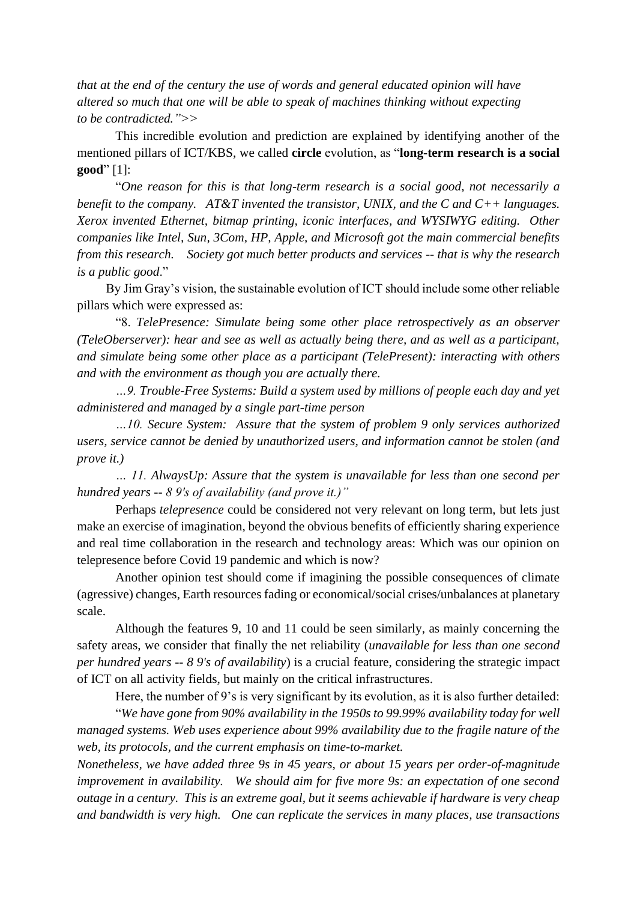*that at the end of the century the use of words and general educated opinion will have altered so much that one will be able to speak of machines thinking without expecting to be contradicted.">>*

This incredible evolution and prediction are explained by identifying another of the mentioned pillars of ICT/KBS, we called **circle** evolution, as "**long-term research is a social good**" [1]:

"*One reason for this is that long-term research is a social good, not necessarily a benefit to the company. AT&T invented the transistor, UNIX, and the C and C++ languages. Xerox invented Ethernet, bitmap printing, iconic interfaces, and WYSIWYG editing. Other companies like Intel, Sun, 3Com, HP, Apple, and Microsoft got the main commercial benefits from this research. Society got much better products and services -- that is why the research is a public good*."

By Jim Gray's vision, the sustainable evolution of ICT should include some other reliable pillars which were expressed as:

"8. *TelePresence: Simulate being some other place retrospectively as an observer (TeleOberserver): hear and see as well as actually being there, and as well as a participant, and simulate being some other place as a participant (TelePresent): interacting with others and with the environment as though you are actually there.*

*…9. Trouble-Free Systems: Build a system used by millions of people each day and yet administered and managed by a single part-time person*

*…10. Secure System: Assure that the system of problem 9 only services authorized users, service cannot be denied by unauthorized users, and information cannot be stolen (and prove it.)*

*… 11. AlwaysUp: Assure that the system is unavailable for less than one second per hundred years -- 8 9's of availability (and prove it.)"*

Perhaps *telepresence* could be considered not very relevant on long term, but lets just make an exercise of imagination, beyond the obvious benefits of efficiently sharing experience and real time collaboration in the research and technology areas: Which was our opinion on telepresence before Covid 19 pandemic and which is now?

Another opinion test should come if imagining the possible consequences of climate (agressive) changes, Earth resources fading or economical/social crises/unbalances at planetary scale.

Although the features 9, 10 and 11 could be seen similarly, as mainly concerning the safety areas, we consider that finally the net reliability (*unavailable for less than one second per hundred years -- 8 9's of availability*) is a crucial feature, considering the strategic impact of ICT on all activity fields, but mainly on the critical infrastructures.

Here, the number of 9's is very significant by its evolution, as it is also further detailed:

"*We have gone from 90% availability in the 1950s to 99.99% availability today for well managed systems. Web uses experience about 99% availability due to the fragile nature of the web, its protocols, and the current emphasis on time-to-market.*

*Nonetheless, we have added three 9s in 45 years, or about 15 years per order-of-magnitude improvement in availability. We should aim for five more 9s: an expectation of one second outage in a century. This is an extreme goal, but it seems achievable if hardware is very cheap and bandwidth is very high. One can replicate the services in many places, use transactions*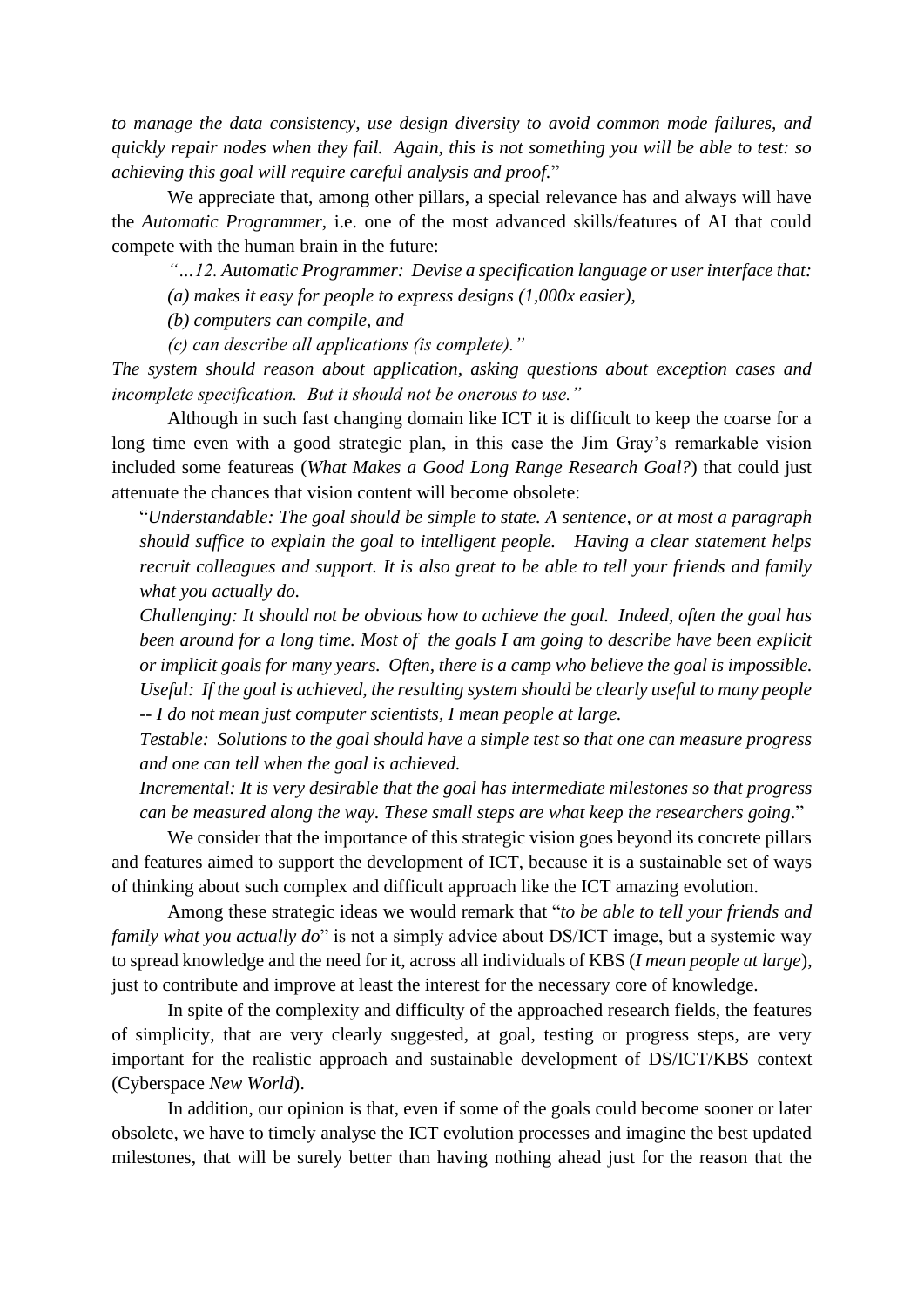*to manage the data consistency, use design diversity to avoid common mode failures, and quickly repair nodes when they fail. Again, this is not something you will be able to test: so achieving this goal will require careful analysis and proof.*"

We appreciate that, among other pillars, a special relevance has and always will have the *Automatic Programmer*, i.e. one of the most advanced skills/features of AI that could compete with the human brain in the future:

*"…12. Automatic Programmer: Devise a specification language or user interface that:*

*(a) makes it easy for people to express designs (1,000x easier),*

*(b) computers can compile, and*

*(c) can describe all applications (is complete)."*

*The system should reason about application, asking questions about exception cases and incomplete specification. But it should not be onerous to use."*

Although in such fast changing domain like ICT it is difficult to keep the coarse for a long time even with a good strategic plan, in this case the Jim Gray's remarkable vision included some featureas (*What Makes a Good Long Range Research Goal?*) that could just attenuate the chances that vision content will become obsolete:

> "*Understandable: The goal should be simple to state. A sentence, or at most a paragraph should suffice to explain the goal to intelligent people. Having a clear statement helps recruit colleagues and support. It is also great to be able to tell your friends and family what you actually do.*
>
> *Challenging: It should not be obvious how to achieve the goal. Indeed, often the goal has been around for a long time. Most of the goals I am going to describe have been explicit or implicit goals for many years. Often, there is a camp who believe the goal is impossible.*
>
> *Useful: If the goal is achieved, the resulting system should be clearly useful to many people -- I do not mean just computer scientists, I mean people at large.*
>
> *Testable: Solutions to the goal should have a simple test so that one can measure progress and one can tell when the goal is achieved.*
>
> *Incremental: It is very desirable that the goal has intermediate milestones so that progress can be measured along the way. These small steps are what keep the researchers going*."

We consider that the importance of this strategic vision goes beyond its concrete pillars and features aimed to support the development of ICT, because it is a sustainable set of ways of thinking about such complex and difficult approach like the ICT amazing evolution.

Among these strategic ideas we would remark that "*to be able to tell your friends and family what you actually do*" is not a simply advice about DS/ICT image, but a systemic way to spread knowledge and the need for it, across all individuals of KBS (*I mean people at large*), just to contribute and improve at least the interest for the necessary core of knowledge.

In spite of the complexity and difficulty of the approached research fields, the features of simplicity, that are very clearly suggested, at goal, testing or progress steps, are very important for the realistic approach and sustainable development of DS/ICT/KBS context (Cyberspace *New World*).

In addition, our opinion is that, even if some of the goals could become sooner or later obsolete, we have to timely analyse the ICT evolution processes and imagine the best updated milestones, that will be surely better than having nothing ahead just for the reason that the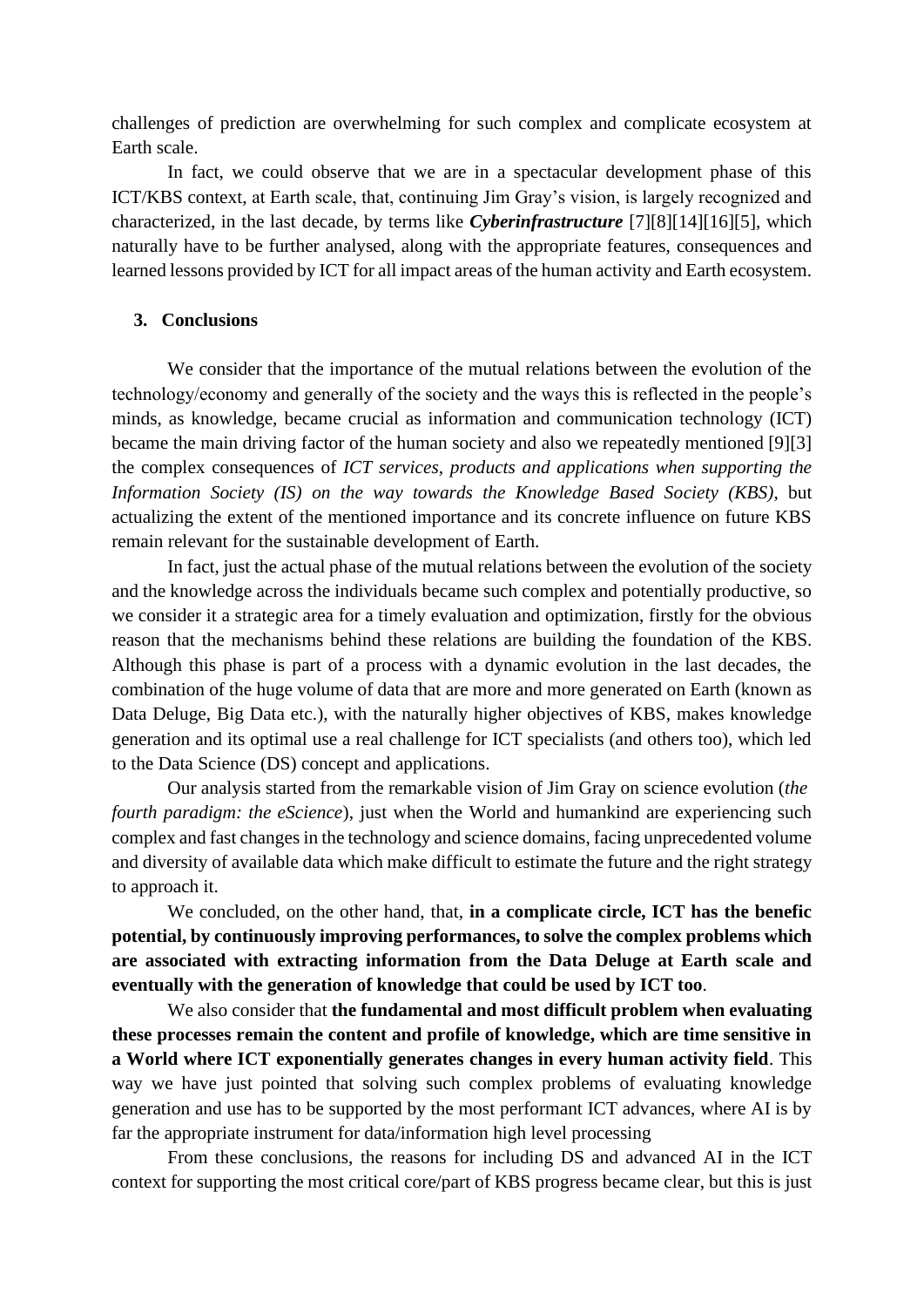challenges of prediction are overwhelming for such complex and complicate ecosystem at Earth scale.

In fact, we could observe that we are in a spectacular development phase of this ICT/KBS context, at Earth scale, that, continuing Jim Gray's vision, is largely recognized and characterized, in the last decade, by terms like ***Cyberinfrastructure*** [7][8][14][16][5], which naturally have to be further analysed, along with the appropriate features, consequences and learned lessons provided by ICT for all impact areas of the human activity and Earth ecosystem.

## 3. Conclusions

We consider that the importance of the mutual relations between the evolution of the technology/economy and generally of the society and the ways this is reflected in the people's minds, as knowledge, became crucial as information and communication technology (ICT) became the main driving factor of the human society and also we repeatedly mentioned [9][3] the complex consequences of *ICT services, products and applications when supporting the Information Society (IS) on the way towards the Knowledge Based Society (KBS)*, but actualizing the extent of the mentioned importance and its concrete influence on future KBS remain relevant for the sustainable development of Earth.

In fact, just the actual phase of the mutual relations between the evolution of the society and the knowledge across the individuals became such complex and potentially productive, so we consider it a strategic area for a timely evaluation and optimization, firstly for the obvious reason that the mechanisms behind these relations are building the foundation of the KBS. Although this phase is part of a process with a dynamic evolution in the last decades, the combination of the huge volume of data that are more and more generated on Earth (known as Data Deluge, Big Data etc.), with the naturally higher objectives of KBS, makes knowledge generation and its optimal use a real challenge for ICT specialists (and others too), which led to the Data Science (DS) concept and applications.

Our analysis started from the remarkable vision of Jim Gray on science evolution (*the fourth paradigm: the eScience*), just when the World and humankind are experiencing such complex and fast changes in the technology and science domains, facing unprecedented volume and diversity of available data which make difficult to estimate the future and the right strategy to approach it.

We concluded, on the other hand, that, **in a complicate circle, ICT has the benefic potential, by continuously improving performances, to solve the complex problems which are associated with extracting information from the Data Deluge at Earth scale and eventually with the generation of knowledge that could be used by ICT too**.

We also consider that **the fundamental and most difficult problem when evaluating these processes remain the content and profile of knowledge, which are time sensitive in a World where ICT exponentially generates changes in every human activity field**. This way we have just pointed that solving such complex problems of evaluating knowledge generation and use has to be supported by the most performant ICT advances, where AI is by far the appropriate instrument for data/information high level processing

From these conclusions, the reasons for including DS and advanced AI in the ICT context for supporting the most critical core/part of KBS progress became clear, but this is just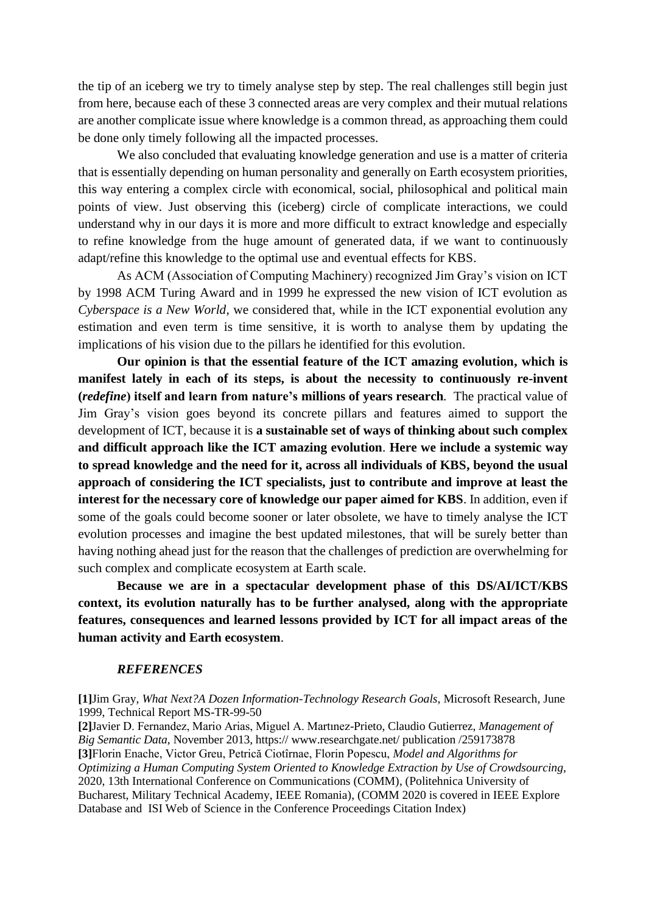the tip of an iceberg we try to timely analyse step by step. The real challenges still begin just from here, because each of these 3 connected areas are very complex and their mutual relations are another complicate issue where knowledge is a common thread, as approaching them could be done only timely following all the impacted processes.

We also concluded that evaluating knowledge generation and use is a matter of criteria that is essentially depending on human personality and generally on Earth ecosystem priorities, this way entering a complex circle with economical, social, philosophical and political main points of view. Just observing this (iceberg) circle of complicate interactions, we could understand why in our days it is more and more difficult to extract knowledge and especially to refine knowledge from the huge amount of generated data, if we want to continuously adapt/refine this knowledge to the optimal use and eventual effects for KBS.

As ACM (Association of Computing Machinery) recognized Jim Gray's vision on ICT by 1998 ACM Turing Award and in 1999 he expressed the new vision of ICT evolution as *Cyberspace is a New World*, we considered that, while in the ICT exponential evolution any estimation and even term is time sensitive, it is worth to analyse them by updating the implications of his vision due to the pillars he identified for this evolution.

**Our opinion is that the essential feature of the ICT amazing evolution, which is manifest lately in each of its steps, is about the necessity to continuously re-invent (*redefine*) itself and learn from nature's millions of years research**. The practical value of Jim Gray's vision goes beyond its concrete pillars and features aimed to support the development of ICT, because it is **a sustainable set of ways of thinking about such complex and difficult approach like the ICT amazing evolution**. **Here we include a systemic way to spread knowledge and the need for it, across all individuals of KBS, beyond the usual approach of considering the ICT specialists, just to contribute and improve at least the interest for the necessary core of knowledge our paper aimed for KBS**. In addition, even if some of the goals could become sooner or later obsolete, we have to timely analyse the ICT evolution processes and imagine the best updated milestones, that will be surely better than having nothing ahead just for the reason that the challenges of prediction are overwhelming for such complex and complicate ecosystem at Earth scale.

**Because we are in a spectacular development phase of this DS/AI/ICT/KBS context, its evolution naturally has to be further analysed, along with the appropriate features, consequences and learned lessons provided by ICT for all impact areas of the human activity and Earth ecosystem**.

***REFERENCES***

**[1]**Jim Gray, *What Next?A Dozen Information-Technology Research Goals*, Microsoft Research, June 1999, Technical Report MS-TR-99-50

**[2]**Javier D. Fernandez, Mario Arias, Miguel A. Martınez-Prieto, Claudio Gutierrez, *Management of Big Semantic Data*, November 2013, https:// www.researchgate.net/ publication /259173878

**[3]**Florin Enache, Victor Greu, Petrică Ciotîrnae, Florin Popescu, *Model and Algorithms for Optimizing a Human Computing System Oriented to Knowledge Extraction by Use of Crowdsourcing*, 2020, 13th International Conference on Communications (COMM), (Politehnica University of Bucharest, Military Technical Academy, IEEE Romania), (COMM 2020 is covered in IEEE Explore Database and ISI Web of Science in the Conference Proceedings Citation Index)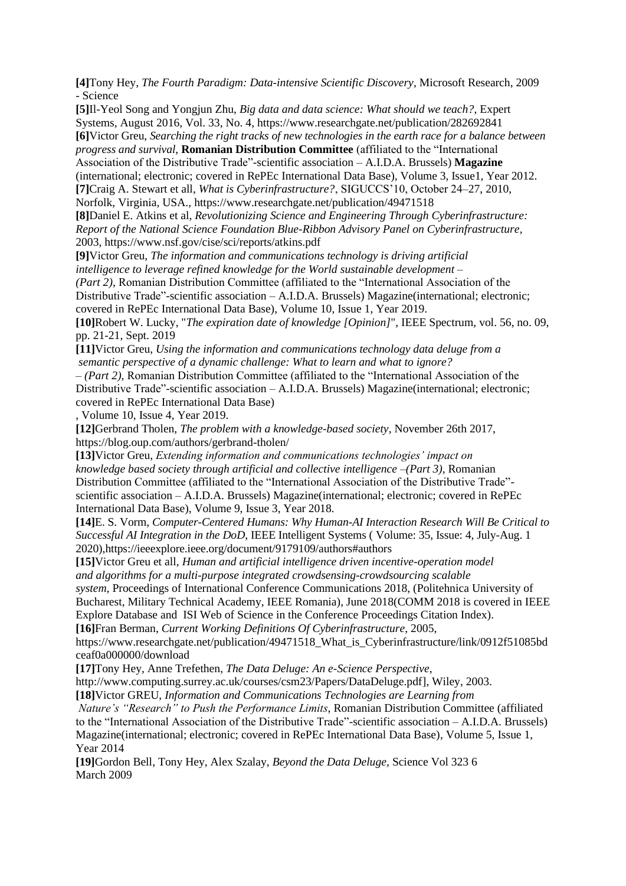**[4]**Tony Hey, *The Fourth Paradigm: Data-intensive Scientific Discovery*, Microsoft Research, 2009 - Science

**[5]**Il-Yeol Song and Yongjun Zhu, *Big data and data science: What should we teach?*, Expert Systems, August 2016, Vol. 33, No. 4, https://www.researchgate.net/publication/282692841

**[6]**Victor Greu, *Searching the right tracks of new technologies in the earth race for a balance between progress and survival*, **Romanian Distribution Committee** (affiliated to the "International Association of the Distributive Trade"-scientific association – A.I.D.A. Brussels) **Magazine** (international; electronic; covered in RePEc International Data Base), Volume 3, Issue1, Year 2012.

**[7]**Craig A. Stewart et all, *What is Cyberinfrastructure?*, SIGUCCS'10, October 24–27, 2010, Norfolk, Virginia, USA., https://www.researchgate.net/publication/49471518

**[8]**Daniel E. Atkins et al, *Revolutionizing Science and Engineering Through Cyberinfrastructure: Report of the National Science Foundation Blue-Ribbon Advisory Panel on Cyberinfrastructure*, 2003, https://www.nsf.gov/cise/sci/reports/atkins.pdf

**[9]**Victor Greu, *The information and communications technology is driving artificial intelligence to leverage refined knowledge for the World sustainable development – (Part 2)*, Romanian Distribution Committee (affiliated to the "International Association of the Distributive Trade"-scientific association – A.I.D.A. Brussels) Magazine(international; electronic; covered in RePEc International Data Base), Volume 10, Issue 1, Year 2019.

**[10]**Robert W. Lucky, "*The expiration date of knowledge [Opinion]*", IEEE Spectrum, vol. 56, no. 09, pp. 21-21, Sept. 2019

**[11]**Victor Greu, *Using the information and communications technology data deluge from a semantic perspective of a dynamic challenge: What to learn and what to ignore? – (Part 2)*, Romanian Distribution Committee (affiliated to the "International Association of the Distributive Trade"-scientific association – A.I.D.A. Brussels) Magazine(international; electronic; covered in RePEc International Data Base)
, Volume 10, Issue 4, Year 2019.

**[12]**Gerbrand Tholen, *The problem with a knowledge-based society*, November 26th 2017, https://blog.oup.com/authors/gerbrand-tholen/

**[13]**Victor Greu, *Extending information and communications technologies' impact on knowledge based society through artificial and collective intelligence –(Part 3)*, Romanian Distribution Committee (affiliated to the "International Association of the Distributive Trade"-scientific association – A.I.D.A. Brussels) Magazine(international; electronic; covered in RePEc International Data Base), Volume 9, Issue 3, Year 2018.

**[14]**E. S. Vorm, *Computer-Centered Humans: Why Human-AI Interaction Research Will Be Critical to Successful AI Integration in the DoD*, IEEE Intelligent Systems ( Volume: 35, Issue: 4, July-Aug. 1 2020),https://ieeexplore.ieee.org/document/9179109/authors#authors

**[15]**Victor Greu et all, *Human and artificial intelligence driven incentive-operation model and algorithms for a multi-purpose integrated crowdsensing-crowdsourcing scalable system*, Proceedings of International Conference Communications 2018, (Politehnica University of Bucharest, Military Technical Academy, IEEE Romania), June 2018(COMM 2018 is covered in IEEE Explore Database and ISI Web of Science in the Conference Proceedings Citation Index).

**[16]**Fran Berman, *Current Working Definitions Of Cyberinfrastructure*, 2005, https://www.researchgate.net/publication/49471518_What_is_Cyberinfrastructure/link/0912f51085bdceaf0a000000/download

**[17]**Tony Hey, Anne Trefethen, *The Data Deluge: An e-Science Perspective*, http://www.computing.surrey.ac.uk/courses/csm23/Papers/DataDeluge.pdf], Wiley, 2003.

**[18]**Victor GREU, *Information and Communications Technologies are Learning from Nature's "Research" to Push the Performance Limits*, Romanian Distribution Committee (affiliated to the "International Association of the Distributive Trade"-scientific association – A.I.D.A. Brussels) Magazine(international; electronic; covered in RePEc International Data Base), Volume 5, Issue 1, Year 2014

**[19]**Gordon Bell, Tony Hey, Alex Szalay, *Beyond the Data Deluge*, Science Vol 323 6 March 2009